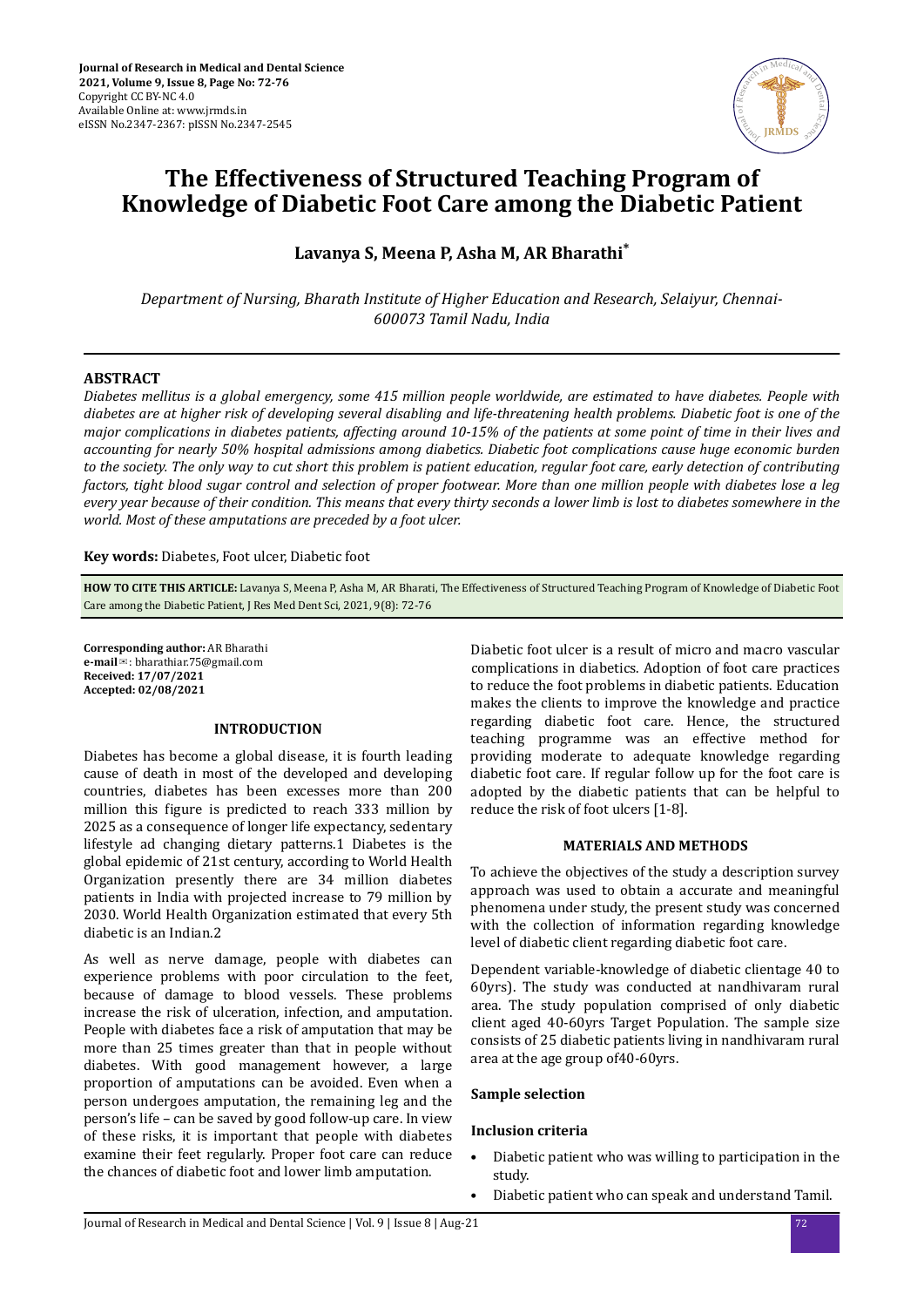# The Effectiveness of Structured Teaching Program of Knowledge of Diabetic Foot Care among the Diabetic Patient

**Lavanya S, Meena P, Asha M, AR Bharathi***

*Department of Nursing, Bharath Institute of Higher Education and Research, Selaiyur, Chennai-600073 Tamil Nadu, India*

## ABSTRACT

*Diabetes mellitus is a global emergency, some 415 million people worldwide, are estimated to have diabetes. People with diabetes are at higher risk of developing several disabling and life-threatening health problems. Diabetic foot is one of the major complications in diabetes patients, affecting around 10-15% of the patients at some point of time in their lives and accounting for nearly 50% hospital admissions among diabetics. Diabetic foot complications cause huge economic burden to the society. The only way to cut short this problem is patient education, regular foot care, early detection of contributing factors, tight blood sugar control and selection of proper footwear. More than one million people with diabetes lose a leg every year because of their condition. This means that every thirty seconds a lower limb is lost to diabetes somewhere in the world. Most of these amputations are preceded by a foot ulcer.*

**Key words:** Diabetes, Foot ulcer, Diabetic foot

**HOW TO CITE THIS ARTICLE:** Lavanya S, Meena P, Asha M, AR Bharati, The Effectiveness of Structured Teaching Program of Knowledge of Diabetic Foot Care among the Diabetic Patient, J Res Med Dent Sci, 2021, 9(8): 72-76

**Corresponding author:** AR Bharathi
**e-mail**✉: bharathiar.75@gmail.com
**Received: 17/07/2021**
**Accepted: 02/08/2021**

## INTRODUCTION

Diabetes has become a global disease, it is fourth leading cause of death in most of the developed and developing countries, diabetes has been excesses more than 200 million this figure is predicted to reach 333 million by 2025 as a consequence of longer life expectancy, sedentary lifestyle ad changing dietary patterns.1 Diabetes is the global epidemic of 21st century, according to World Health Organization presently there are 34 million diabetes patients in India with projected increase to 79 million by 2030. World Health Organization estimated that every 5th diabetic is an Indian.2

As well as nerve damage, people with diabetes can experience problems with poor circulation to the feet, because of damage to blood vessels. These problems increase the risk of ulceration, infection, and amputation. People with diabetes face a risk of amputation that may be more than 25 times greater than that in people without diabetes. With good management however, a large proportion of amputations can be avoided. Even when a person undergoes amputation, the remaining leg and the person's life – can be saved by good follow-up care. In view of these risks, it is important that people with diabetes examine their feet regularly. Proper foot care can reduce the chances of diabetic foot and lower limb amputation.

Diabetic foot ulcer is a result of micro and macro vascular complications in diabetics. Adoption of foot care practices to reduce the foot problems in diabetic patients. Education makes the clients to improve the knowledge and practice regarding diabetic foot care. Hence, the structured teaching programme was an effective method for providing moderate to adequate knowledge regarding diabetic foot care. If regular follow up for the foot care is adopted by the diabetic patients that can be helpful to reduce the risk of foot ulcers [1-8].

## MATERIALS AND METHODS

To achieve the objectives of the study a description survey approach was used to obtain a accurate and meaningful phenomena under study, the present study was concerned with the collection of information regarding knowledge level of diabetic client regarding diabetic foot care.

Dependent variable-knowledge of diabetic clientage 40 to 60yrs). The study was conducted at nandhivaram rural area. The study population comprised of only diabetic client aged 40-60yrs Target Population. The sample size consists of 25 diabetic patients living in nandhivaram rural area at the age group of40-60yrs.

### Sample selection

### Inclusion criteria

- Diabetic patient who was willing to participation in the study.
- Diabetic patient who can speak and understand Tamil.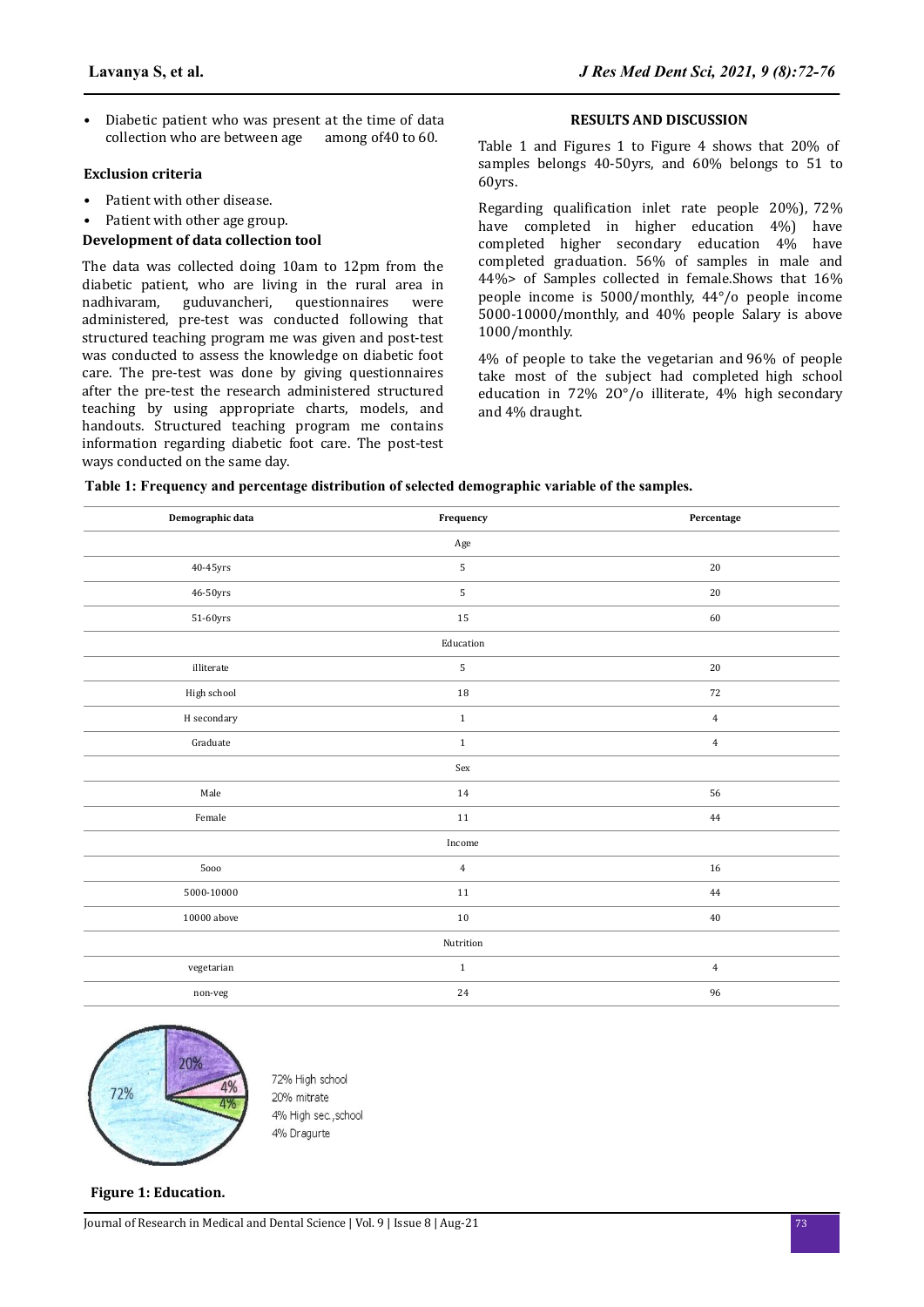- Diabetic patient who was present at the time of data collection who are between age among of40 to 60.

### Exclusion criteria

- Patient with other disease.
- Patient with other age group.

### Development of data collection tool

The data was collected doing 10am to 12pm from the diabetic patient, who are living in the rural area in nadhivaram, guduvancheri, questionnaires were administered, pre-test was conducted following that structured teaching program me was given and post-test was conducted to assess the knowledge on diabetic foot care. The pre-test was done by giving questionnaires after the pre-test the research administered structured teaching by using appropriate charts, models, and handouts. Structured teaching program me contains information regarding diabetic foot care. The post-test ways conducted on the same day.

## RESULTS AND DISCUSSION

Table 1 and Figures 1 to Figure 4 shows that 20% of samples belongs 40-50yrs, and 60% belongs to 51 to 60yrs.

Regarding qualification inlet rate people 20%), 72% have completed in higher education 4%) have completed higher secondary education 4% have completed graduation. 56% of samples in male and 44%> of Samples collected in female.Shows that 16% people income is 5000/monthly, 44°/o people income 5000-10000/monthly, and 40% people Salary is above 1000/monthly.

4% of people to take the vegetarian and 96% of people take most of the subject had completed high school education in 72% 2O°/o illiterate, 4% high secondary and 4% draught.

**Table 1: Frequency and percentage distribution of selected demographic variable of the samples.**

| Demographic data | Frequency | Percentage |
|---|---|---|
| | Age | |
| 40-45yrs | 5 | 20 |
| 46-50yrs | 5 | 20 |
| 51-60yrs | 15 | 60 |
| | Education | |
| illiterate | 5 | 20 |
| High school | 18 | 72 |
| H secondary | 1 | 4 |
| Graduate | 1 | 4 |
| | Sex | |
| Male | 14 | 56 |
| Female | 11 | 44 |
| | Income | |
| 5ooo | 4 | 16 |
| 5000-10000 | 11 | 44 |
| 10000 above | 10 | 40 |
| | Nutrition | |
| vegetarian | 1 | 4 |
| non-veg | 24 | 96 |

72% High school
20% mitrate
4% High sec.,school
4% Dragurte

**Figure 1: Education.**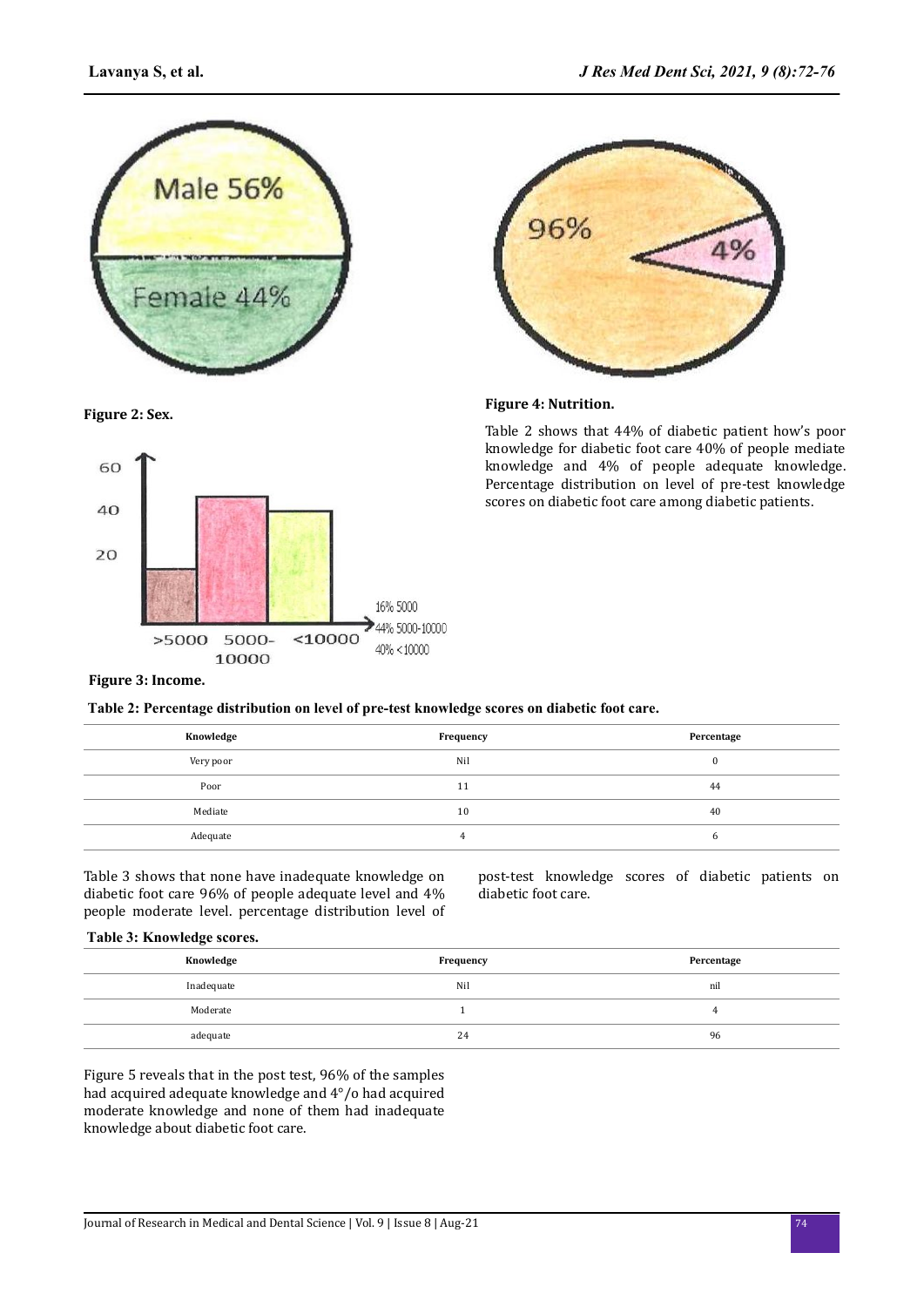Figure 2: Sex.

Figure 3: Income.

Figure 4: Nutrition.

Table 2 shows that 44% of diabetic patient how's poor knowledge for diabetic foot care 40% of people mediate knowledge and 4% of people adequate knowledge. Percentage distribution on level of pre-test knowledge scores on diabetic foot care among diabetic patients.

**Table 2: Percentage distribution on level of pre-test knowledge scores on diabetic foot care.**

| Knowledge | Frequency | Percentage |
|---|---|---|
| Very poor | Nil | 0 |
| Poor | 11 | 44 |
| Mediate | 10 | 40 |
| Adequate | 4 | 6 |

Table 3 shows that none have inadequate knowledge on diabetic foot care 96% of people adequate level and 4% people moderate level. percentage distribution level of post-test knowledge scores of diabetic patients on diabetic foot care.

**Table 3: Knowledge scores.**

| Knowledge | Frequency | Percentage |
|---|---|---|
| Inadequate | Nil | nil |
| Moderate | 1 | 4 |
| adequate | 24 | 96 |

Figure 5 reveals that in the post test, 96% of the samples had acquired adequate knowledge and 4°/o had acquired moderate knowledge and none of them had inadequate knowledge about diabetic foot care.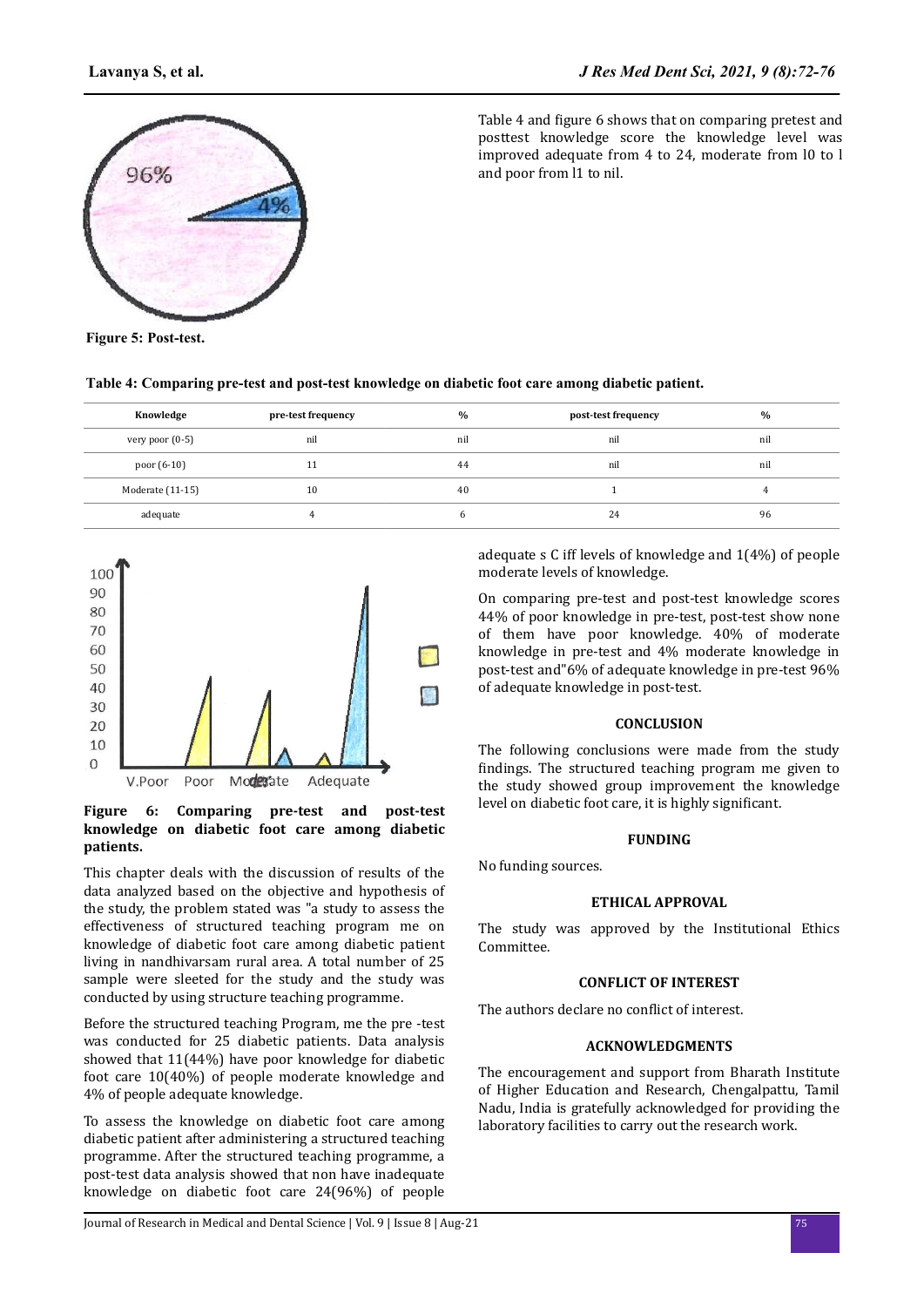Figure 5: Post-test.

Table 4 and figure 6 shows that on comparing pretest and posttest knowledge score the knowledge level was improved adequate from 4 to 24, moderate from l0 to l and poor from l1 to nil.

**Table 4: Comparing pre-test and post-test knowledge on diabetic foot care among diabetic patient.**

| Knowledge | pre-test frequency | % | post-test frequency | % |
|---|---|---|---|---|
| very poor (0-5) | nil | nil | nil | nil |
| poor (6-10) | 11 | 44 | nil | nil |
| Moderate (11-15) | 10 | 40 | 1 | 4 |
| adequate | 4 | 6 | 24 | 96 |

**Figure 6: Comparing pre-test and post-test knowledge on diabetic foot care among diabetic patients.**

This chapter deals with the discussion of results of the data analyzed based on the objective and hypothesis of the study, the problem stated was "a study to assess the effectiveness of structured teaching program me on knowledge of diabetic foot care among diabetic patient living in nandhivarsam rural area. A total number of 25 sample were sleeted for the study and the study was conducted by using structure teaching programme.

Before the structured teaching Program, me the pre -test was conducted for 25 diabetic patients. Data analysis showed that 11(44%) have poor knowledge for diabetic foot care 10(40%) of people moderate knowledge and 4% of people adequate knowledge.

To assess the knowledge on diabetic foot care among diabetic patient after administering a structured teaching programme. After the structured teaching programme, a post-test data analysis showed that non have inadequate knowledge on diabetic foot care 24(96%) of people adequate s C iff levels of knowledge and 1(4%) of people moderate levels of knowledge.

On comparing pre-test and post-test knowledge scores 44% of poor knowledge in pre-test, post-test show none of them have poor knowledge. 40% of moderate knowledge in pre-test and 4% moderate knowledge in post-test and"6% of adequate knowledge in pre-test 96% of adequate knowledge in post-test.

## CONCLUSION

The following conclusions were made from the study findings. The structured teaching program me given to the study showed group improvement the knowledge level on diabetic foot care, it is highly significant.

## FUNDING

No funding sources.

## ETHICAL APPROVAL

The study was approved by the Institutional Ethics Committee.

## CONFLICT OF INTEREST

The authors declare no conflict of interest.

## ACKNOWLEDGMENTS

The encouragement and support from Bharath Institute of Higher Education and Research, Chengalpattu, Tamil Nadu, India is gratefully acknowledged for providing the laboratory facilities to carry out the research work.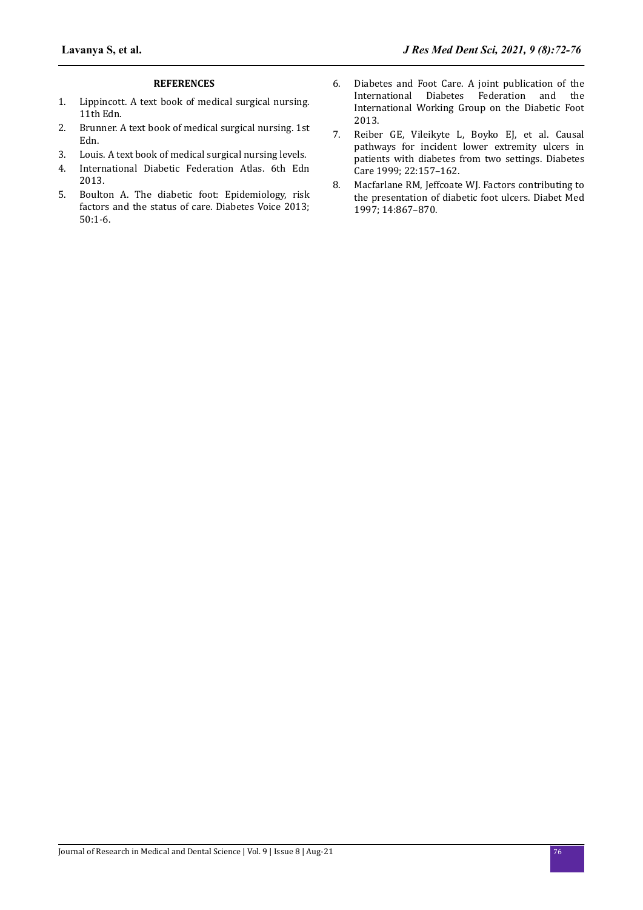## REFERENCES

1. Lippincott. A text book of medical surgical nursing. 11th Edn.
2. Brunner. A text book of medical surgical nursing. 1st Edn.
3. Louis. A text book of medical surgical nursing levels.
4. International Diabetic Federation Atlas. 6th Edn 2013.
5. Boulton A. The diabetic foot: Epidemiology, risk factors and the status of care. Diabetes Voice 2013; 50:1-6.
6. Diabetes and Foot Care. A joint publication of the International Diabetes Federation and the International Working Group on the Diabetic Foot 2013.
7. Reiber GE, Vileikyte L, Boyko EJ, et al. Causal pathways for incident lower extremity ulcers in patients with diabetes from two settings. Diabetes Care 1999; 22:157–162.
8. Macfarlane RM, Jeffcoate WJ. Factors contributing to the presentation of diabetic foot ulcers. Diabet Med 1997; 14:867–870.